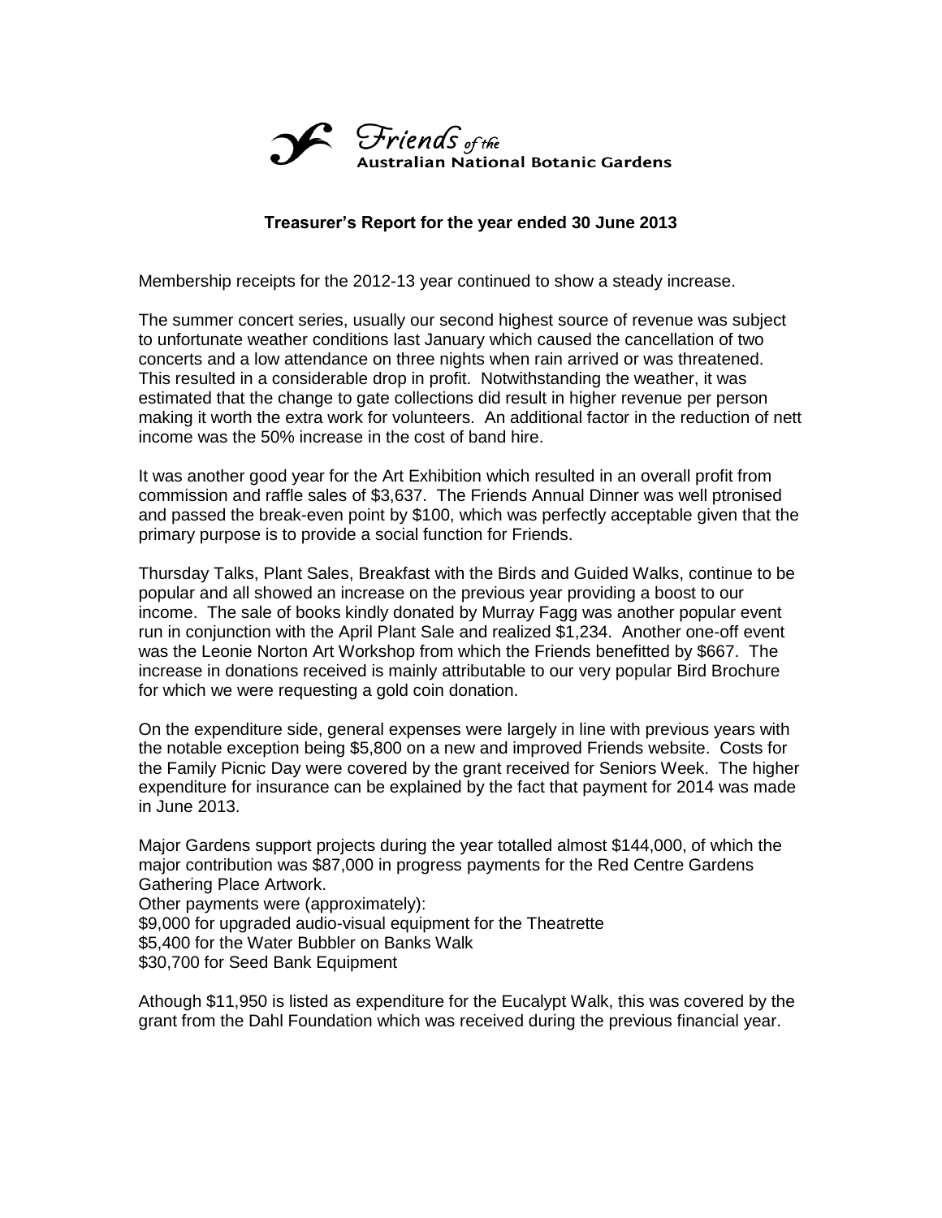Friends of the Australian National Botanic Gardens

## Treasurer's Report for the year ended 30 June 2013

Membership receipts for the 2012-13 year continued to show a steady increase.

The summer concert series, usually our second highest source of revenue was subject to unfortunate weather conditions last January which caused the cancellation of two concerts and a low attendance on three nights when rain arrived or was threatened. This resulted in a considerable drop in profit. Notwithstanding the weather, it was estimated that the change to gate collections did result in higher revenue per person making it worth the extra work for volunteers. An additional factor in the reduction of nett income was the 50% increase in the cost of band hire.

It was another good year for the Art Exhibition which resulted in an overall profit from commission and raffle sales of $3,637. The Friends Annual Dinner was well ptronised and passed the break-even point by $100, which was perfectly acceptable given that the primary purpose is to provide a social function for Friends.

Thursday Talks, Plant Sales, Breakfast with the Birds and Guided Walks, continue to be popular and all showed an increase on the previous year providing a boost to our income. The sale of books kindly donated by Murray Fagg was another popular event run in conjunction with the April Plant Sale and realized $1,234. Another one-off event was the Leonie Norton Art Workshop from which the Friends benefitted by $667. The increase in donations received is mainly attributable to our very popular Bird Brochure for which we were requesting a gold coin donation.

On the expenditure side, general expenses were largely in line with previous years with the notable exception being $5,800 on a new and improved Friends website. Costs for the Family Picnic Day were covered by the grant received for Seniors Week. The higher expenditure for insurance can be explained by the fact that payment for 2014 was made in June 2013.

Major Gardens support projects during the year totalled almost $144,000, of which the major contribution was $87,000 in progress payments for the Red Centre Gardens Gathering Place Artwork.
Other payments were (approximately):
$9,000 for upgraded audio-visual equipment for the Theatrette
$5,400 for the Water Bubbler on Banks Walk
$30,700 for Seed Bank Equipment

Athough $11,950 is listed as expenditure for the Eucalypt Walk, this was covered by the grant from the Dahl Foundation which was received during the previous financial year.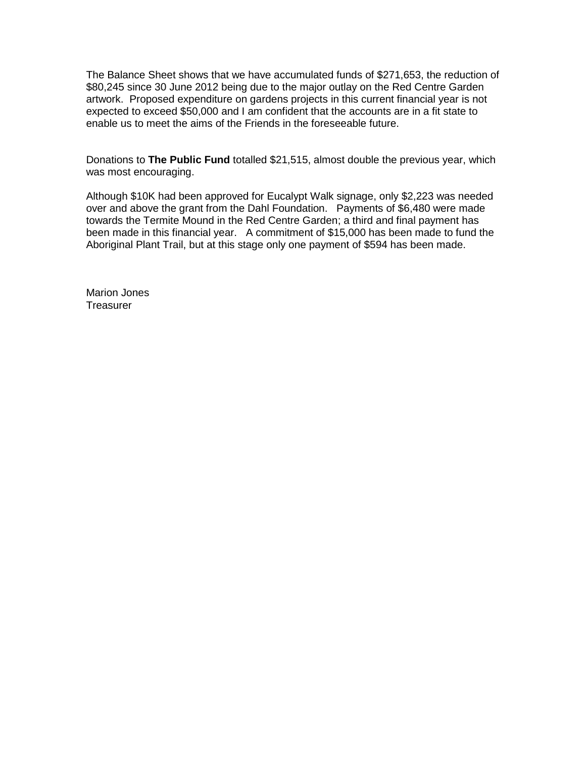The Balance Sheet shows that we have accumulated funds of $271,653, the reduction of $80,245 since 30 June 2012 being due to the major outlay on the Red Centre Garden artwork. Proposed expenditure on gardens projects in this current financial year is not expected to exceed $50,000 and I am confident that the accounts are in a fit state to enable us to meet the aims of the Friends in the foreseeable future.

Donations to **The Public Fund** totalled $21,515, almost double the previous year, which was most encouraging.

Although $10K had been approved for Eucalypt Walk signage, only $2,223 was needed over and above the grant from the Dahl Foundation. Payments of $6,480 were made towards the Termite Mound in the Red Centre Garden; a third and final payment has been made in this financial year. A commitment of $15,000 has been made to fund the Aboriginal Plant Trail, but at this stage only one payment of $594 has been made.

Marion Jones
Treasurer